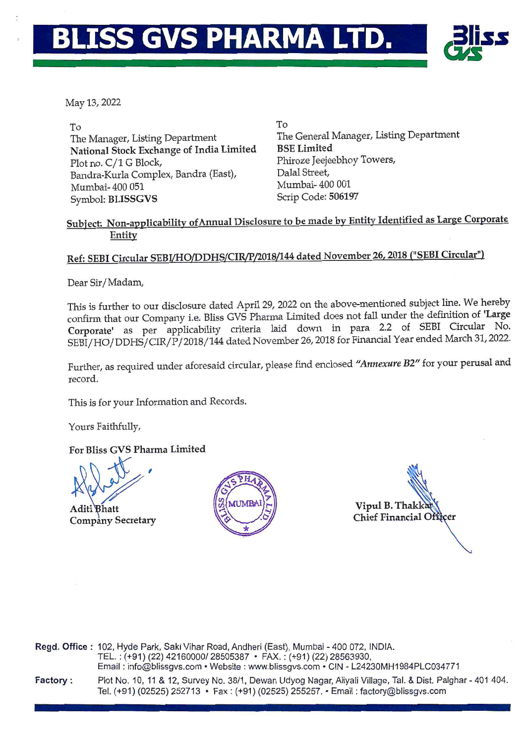# BLISS GVS PHARMA LTD.

May 13, 2022

To
The Manager, Listing Department
**National Stock Exchange of India Limited**
Plot no. C/1 G Block,
Bandra-Kurla Complex, Bandra (East),
Mumbai- 400 051
Symbol: **BLISSGVS**

To
The General Manager, Listing Department
**BSE Limited**
Phiroze Jeejeebhoy Towers,
Dalal Street,
Mumbai- 400 001
Scrip Code: **506197**

**Subject: Non-applicability of Annual Disclosure to be made by Entity Identified as Large Corporate Entity**

**Ref: SEBI Circular SEBI/HO/DDHS/CIR/P/2018/144 dated November 26, 2018 ("SEBI Circular")**

Dear Sir/Madam,

This is further to our disclosure dated April 29, 2022 on the above-mentioned subject line. We hereby confirm that our Company i.e. Bliss GVS Pharma Limited does not fall under the definition of **'Large Corporate'** as per applicability criteria laid down in para 2.2 of SEBI Circular No. SEBI/HO/DDHS/CIR/P/2018/144 dated November 26, 2018 for Financial Year ended March 31, 2022.

Further, as required under aforesaid circular, please find enclosed ***"Annexure B2"*** for your perusal and record.

This is for your Information and Records.

Yours Faithfully,

**For Bliss GVS Pharma Limited**

**Aditi Bhatt**
**Company Secretary**

**Vipul B. Thakkar**
**Chief Financial Officer**

**Regd. Office :** 102, Hyde Park, Saki Vihar Road, Andheri (East), Mumbai - 400 072, INDIA.
TEL. : (+91) (22) 42160000/ 28505387 • FAX. : (+91) (22) 28563930,
Email : info@blissgvs.com • Website : www.blissgvs.com • CIN - L24230MH1984PLC034771

**Factory :** Plot No. 10, 11 & 12, Survey No. 38/1, Dewan Udyog Nagar, Aliyali Village, Tal. & Dist. Palghar - 401 404.
Tel. (+91) (02525) 252713 • Fax : (+91) (02525) 255257. • Email : factory@blissgvs.com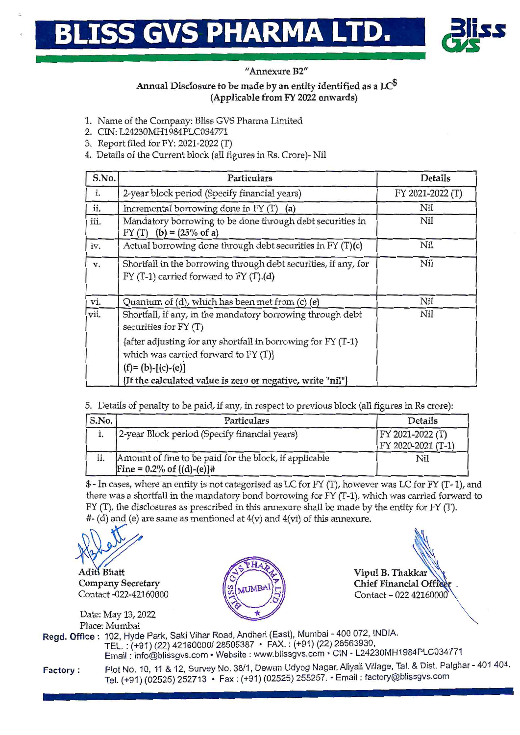# BLISS GVS PHARMA LTD.

"Annexure B2"

**Annual Disclosure to be made by an entity identified as a LC$**
**(Applicable from FY 2022 onwards)**

1. Name of the Company: Bliss GVS Pharma Limited
2. CIN: L24230MH1984PLC034771
3. Report filed for FY: 2021-2022 (T)
4. Details of the Current block (all figures in Rs. Crore)- Nil

| S.No. | Particulars | Details |
|---|---|---|
| i. | 2-year block period (Specify financial years) | FY 2021-2022 (T) |
| ii. | Incremental borrowing done in FY (T) **(a)** | Nil |
| iii. | Mandatory borrowing to be done through debt securities in FY (T) **(b) = (25% of a)** | Nil |
| iv. | Actual borrowing done through debt securities in FY (T)(c) | Nil |
| v. | Shortfall in the borrowing through debt securities, if any, for FY (T-1) carried forward to FY (T).(d) | Nil |
| vi. | Quantum of (d), which has been met from (c) (e) | Nil |
| vii. | Shortfall, if any, in the mandatory borrowing through debt securities for FY (T)<br>{after adjusting for any shortfall in borrowing for FY (T-1) which was carried forward to FY (T)}<br>(f)= (b)-[(c)-(e)]<br>{If the calculated value is zero or negative, write "nil"} | Nil |

5. Details of penalty to be paid, if any, in respect to previous block (all figures in Rs crore):

| S.No. | Particulars | Details |
|---|---|---|
| i. | 2-year Block period (Specify financial years) | FY 2021-2022 (T)<br>FY 2020-2021 (T-1) |
| ii. | Amount of fine to be paid for the block, if applicable<br>Fine = 0.2% of {(d)-(e)}# | Nil |

$ - In cases, where an entity is not categorised as LC for FY (T), however was LC for FY (T-1), and there was a shortfall in the mandatory bond borrowing for FY (T-1), which was carried forward to FY (T), the disclosures as prescribed in this annexure shall be made by the entity for FY (T).
#- (d) and (e) are same as mentioned at 4(v) and 4(vi) of this annexure.

Aditi Bhatt
Company Secretary
Contact -022-42160000

Vipul B. Thakkar
Chief Financial Officer
Contact – 022 42160000

Date: May 13, 2022
Place: Mumbai

**Regd. Office :** 102, Hyde Park, Saki Vihar Road, Andheri (East), Mumbai - 400 072, INDIA.
TEL. : (+91) (22) 42160000/ 28505387 • FAX. : (+91) (22) 28563930,
Email : info@blissgvs.com • Website : www.blissgvs.com • CIN - L24230MH1984PLC034771

**Factory :** Plot No. 10, 11 & 12, Survey No. 38/1, Dewan Udyog Nagar, Aliyali Village, Tal. & Dist. Palghar - 401 404.
Tel. (+91) (02525) 252713 • Fax : (+91) (02525) 255257. • Email : factory@blissgvs.com